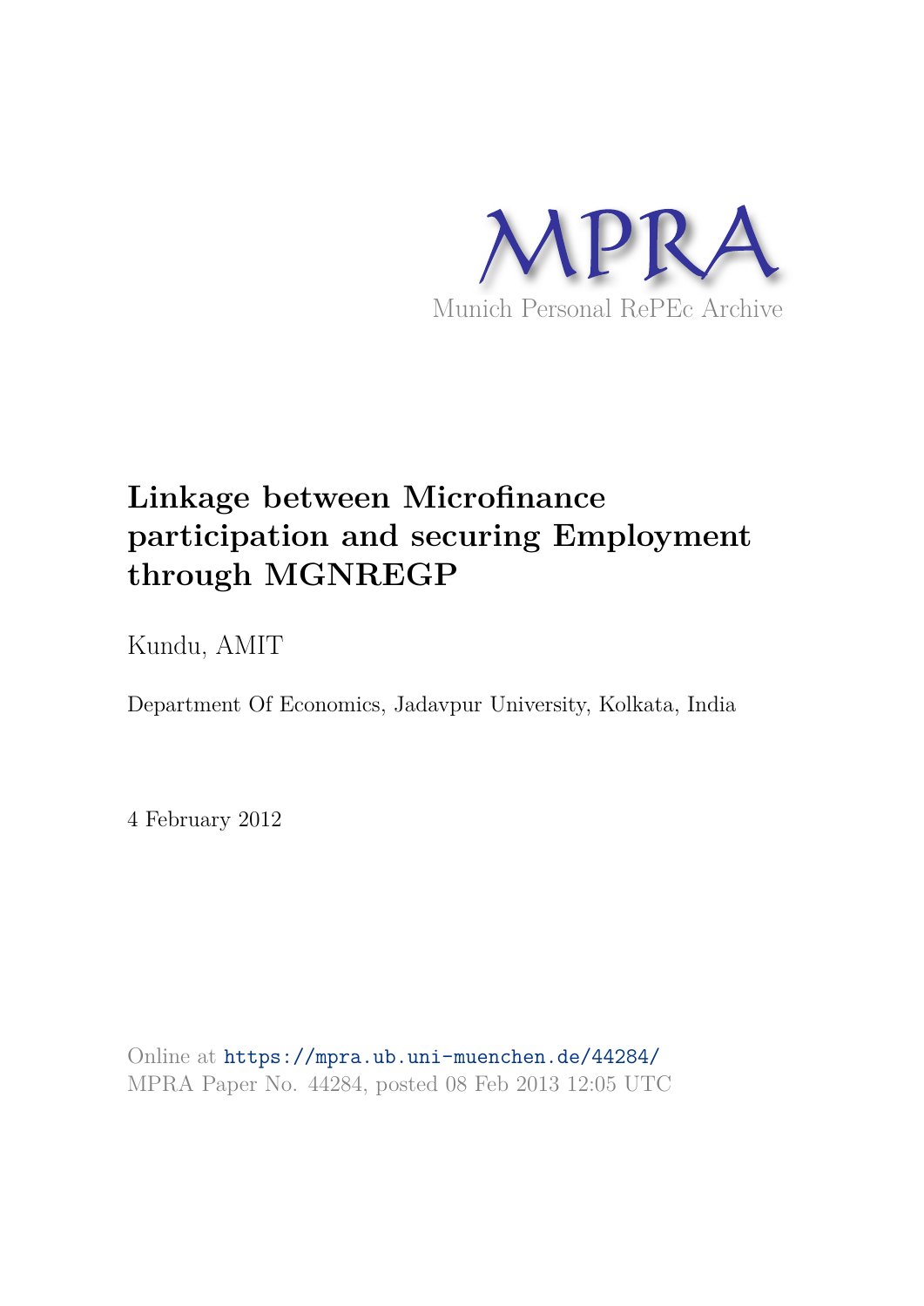MPRA

Munich Personal RePEc Archive

# Linkage between Microfinance participation and securing Employment through MGNREGP

Kundu, AMIT

Department Of Economics, Jadavpur University, Kolkata, India

4 February 2012

Online at https://mpra.ub.uni-muenchen.de/44284/
MPRA Paper No. 44284, posted 08 Feb 2013 12:05 UTC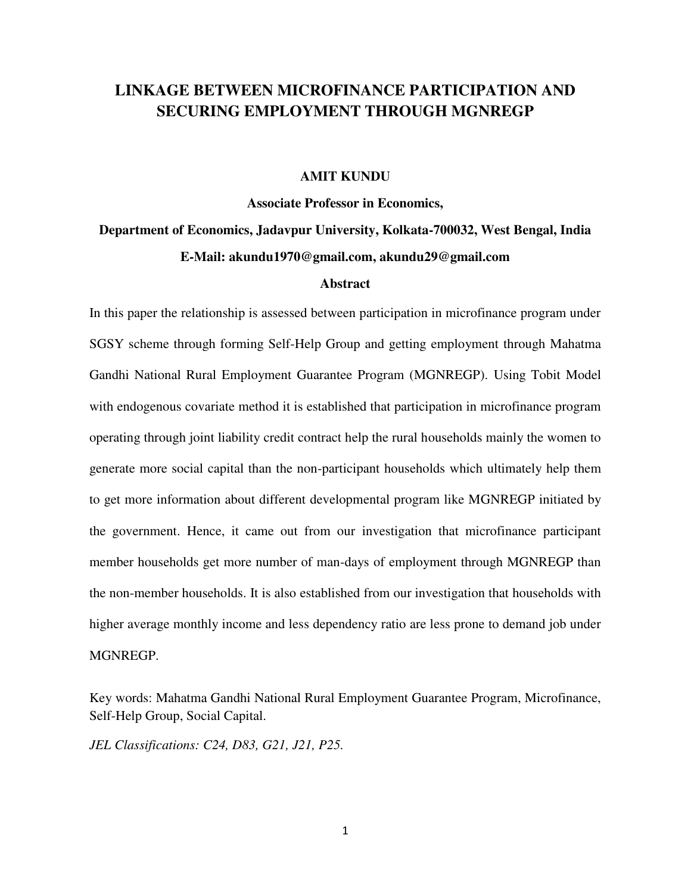# LINKAGE BETWEEN MICROFINANCE PARTICIPATION AND SECURING EMPLOYMENT THROUGH MGNREGP

**AMIT KUNDU**

**Associate Professor in Economics,**

**Department of Economics, Jadavpur University, Kolkata-700032, West Bengal, India**

**E-Mail: akundu1970@gmail.com, akundu29@gmail.com**

## Abstract

In this paper the relationship is assessed between participation in microfinance program under SGSY scheme through forming Self-Help Group and getting employment through Mahatma Gandhi National Rural Employment Guarantee Program (MGNREGP). Using Tobit Model with endogenous covariate method it is established that participation in microfinance program operating through joint liability credit contract help the rural households mainly the women to generate more social capital than the non-participant households which ultimately help them to get more information about different developmental program like MGNREGP initiated by the government. Hence, it came out from our investigation that microfinance participant member households get more number of man-days of employment through MGNREGP than the non-member households. It is also established from our investigation that households with higher average monthly income and less dependency ratio are less prone to demand job under MGNREGP.

Key words: Mahatma Gandhi National Rural Employment Guarantee Program, Microfinance, Self-Help Group, Social Capital.

*JEL Classifications: C24, D83, G21, J21, P25.*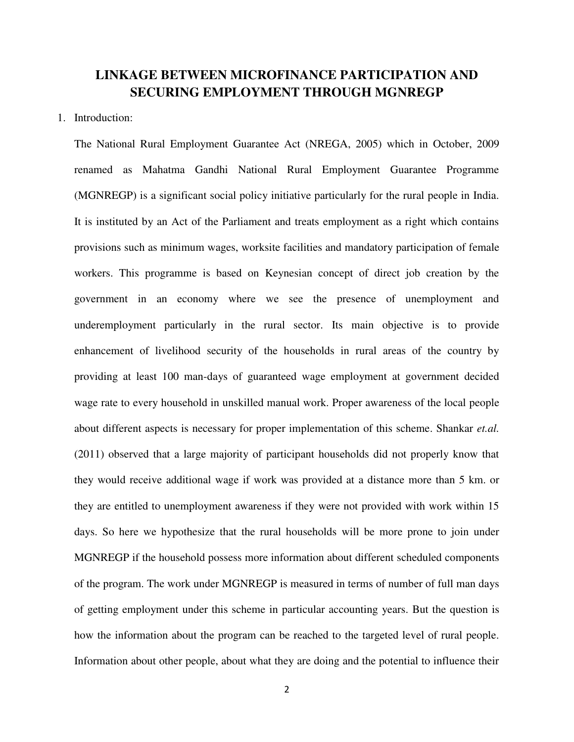# LINKAGE BETWEEN MICROFINANCE PARTICIPATION AND SECURING EMPLOYMENT THROUGH MGNREGP

1. Introduction:

The National Rural Employment Guarantee Act (NREGA, 2005) which in October, 2009 renamed as Mahatma Gandhi National Rural Employment Guarantee Programme (MGNREGP) is a significant social policy initiative particularly for the rural people in India. It is instituted by an Act of the Parliament and treats employment as a right which contains provisions such as minimum wages, worksite facilities and mandatory participation of female workers. This programme is based on Keynesian concept of direct job creation by the government in an economy where we see the presence of unemployment and underemployment particularly in the rural sector. Its main objective is to provide enhancement of livelihood security of the households in rural areas of the country by providing at least 100 man-days of guaranteed wage employment at government decided wage rate to every household in unskilled manual work. Proper awareness of the local people about different aspects is necessary for proper implementation of this scheme. Shankar *et.al.* (2011) observed that a large majority of participant households did not properly know that they would receive additional wage if work was provided at a distance more than 5 km. or they are entitled to unemployment awareness if they were not provided with work within 15 days. So here we hypothesize that the rural households will be more prone to join under MGNREGP if the household possess more information about different scheduled components of the program. The work under MGNREGP is measured in terms of number of full man days of getting employment under this scheme in particular accounting years. But the question is how the information about the program can be reached to the targeted level of rural people. Information about other people, about what they are doing and the potential to influence their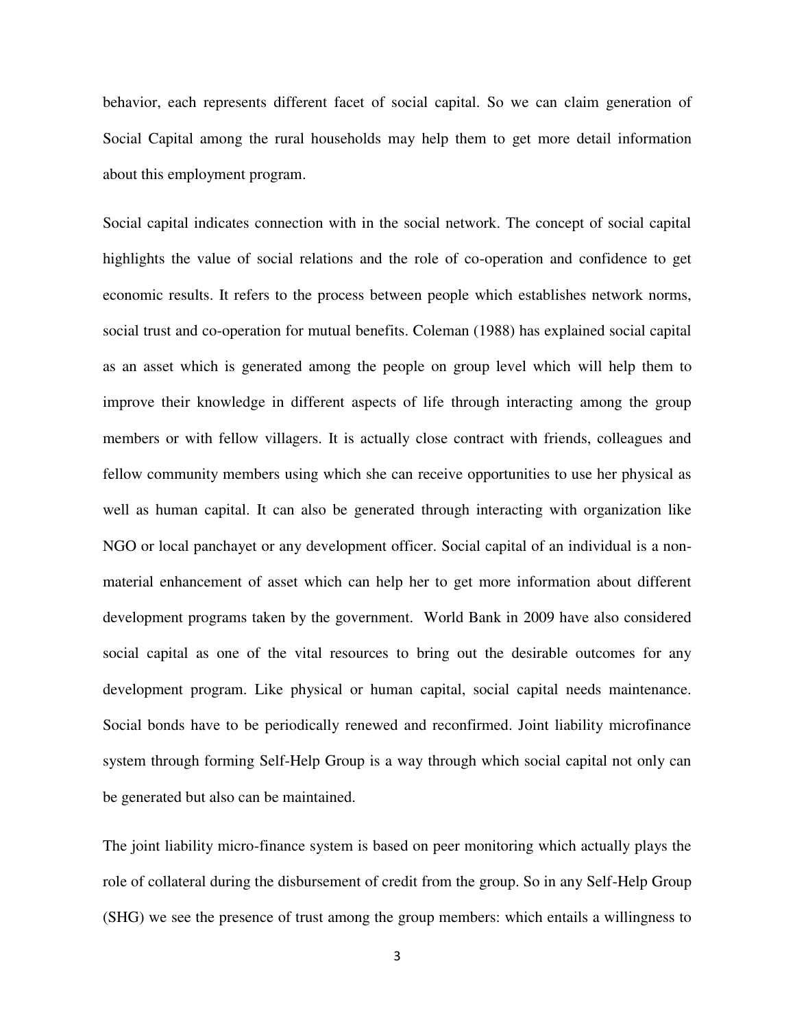behavior, each represents different facet of social capital. So we can claim generation of Social Capital among the rural households may help them to get more detail information about this employment program.

Social capital indicates connection with in the social network. The concept of social capital highlights the value of social relations and the role of co-operation and confidence to get economic results. It refers to the process between people which establishes network norms, social trust and co-operation for mutual benefits. Coleman (1988) has explained social capital as an asset which is generated among the people on group level which will help them to improve their knowledge in different aspects of life through interacting among the group members or with fellow villagers. It is actually close contract with friends, colleagues and fellow community members using which she can receive opportunities to use her physical as well as human capital. It can also be generated through interacting with organization like NGO or local panchayet or any development officer. Social capital of an individual is a non-material enhancement of asset which can help her to get more information about different development programs taken by the government. World Bank in 2009 have also considered social capital as one of the vital resources to bring out the desirable outcomes for any development program. Like physical or human capital, social capital needs maintenance. Social bonds have to be periodically renewed and reconfirmed. Joint liability microfinance system through forming Self-Help Group is a way through which social capital not only can be generated but also can be maintained.

The joint liability micro-finance system is based on peer monitoring which actually plays the role of collateral during the disbursement of credit from the group. So in any Self-Help Group (SHG) we see the presence of trust among the group members: which entails a willingness to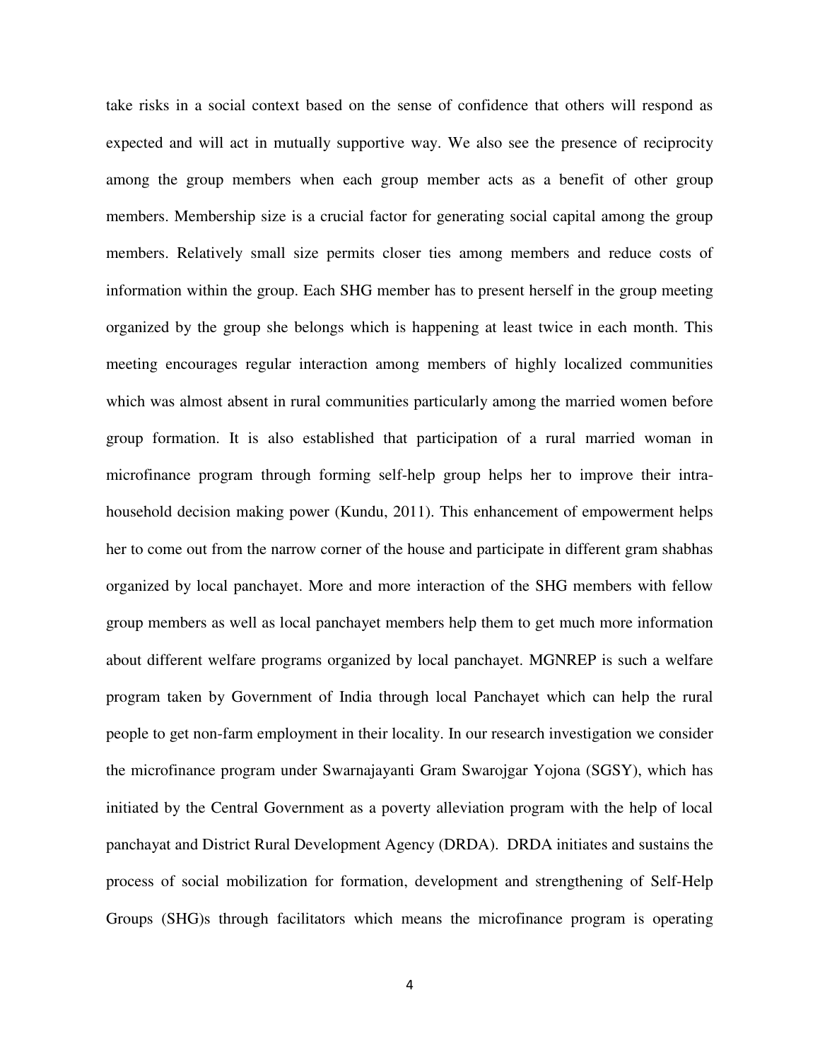take risks in a social context based on the sense of confidence that others will respond as expected and will act in mutually supportive way. We also see the presence of reciprocity among the group members when each group member acts as a benefit of other group members. Membership size is a crucial factor for generating social capital among the group members. Relatively small size permits closer ties among members and reduce costs of information within the group. Each SHG member has to present herself in the group meeting organized by the group she belongs which is happening at least twice in each month. This meeting encourages regular interaction among members of highly localized communities which was almost absent in rural communities particularly among the married women before group formation. It is also established that participation of a rural married woman in microfinance program through forming self-help group helps her to improve their intra-household decision making power (Kundu, 2011). This enhancement of empowerment helps her to come out from the narrow corner of the house and participate in different gram shabhas organized by local panchayet. More and more interaction of the SHG members with fellow group members as well as local panchayet members help them to get much more information about different welfare programs organized by local panchayet. MGNREP is such a welfare program taken by Government of India through local Panchayet which can help the rural people to get non-farm employment in their locality. In our research investigation we consider the microfinance program under Swarnajayanti Gram Swarojgar Yojona (SGSY), which has initiated by the Central Government as a poverty alleviation program with the help of local panchayat and District Rural Development Agency (DRDA). DRDA initiates and sustains the process of social mobilization for formation, development and strengthening of Self-Help Groups (SHG)s through facilitators which means the microfinance program is operating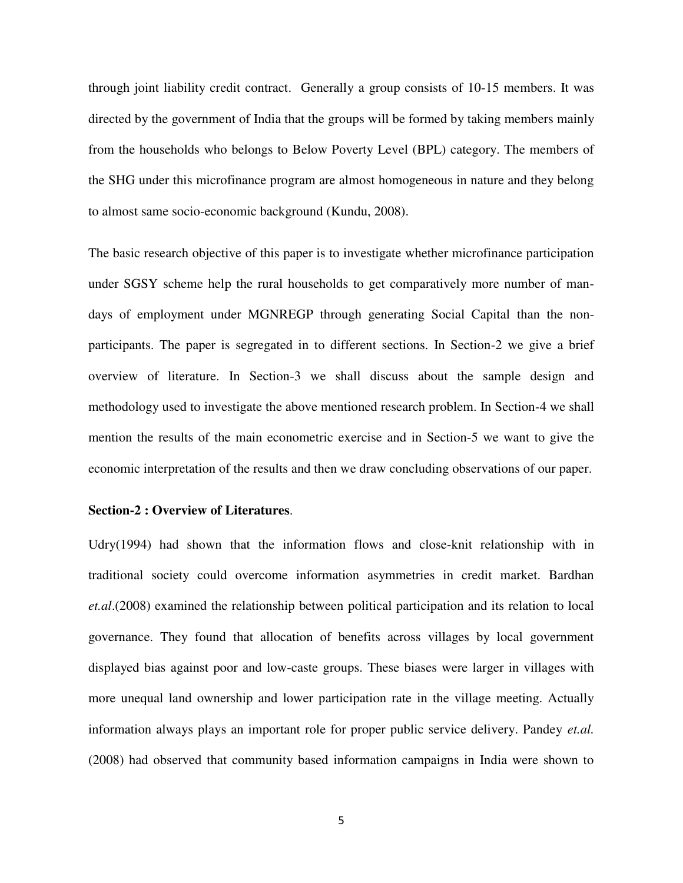through joint liability credit contract. Generally a group consists of 10-15 members. It was directed by the government of India that the groups will be formed by taking members mainly from the households who belongs to Below Poverty Level (BPL) category. The members of the SHG under this microfinance program are almost homogeneous in nature and they belong to almost same socio-economic background (Kundu, 2008).

The basic research objective of this paper is to investigate whether microfinance participation under SGSY scheme help the rural households to get comparatively more number of man-days of employment under MGNREGP through generating Social Capital than the non-participants. The paper is segregated in to different sections. In Section-2 we give a brief overview of literature. In Section-3 we shall discuss about the sample design and methodology used to investigate the above mentioned research problem. In Section-4 we shall mention the results of the main econometric exercise and in Section-5 we want to give the economic interpretation of the results and then we draw concluding observations of our paper.

## Section-2 : Overview of Literatures.

Udry(1994) had shown that the information flows and close-knit relationship with in traditional society could overcome information asymmetries in credit market. Bardhan *et.al*.(2008) examined the relationship between political participation and its relation to local governance. They found that allocation of benefits across villages by local government displayed bias against poor and low-caste groups. These biases were larger in villages with more unequal land ownership and lower participation rate in the village meeting. Actually information always plays an important role for proper public service delivery. Pandey *et.al.* (2008) had observed that community based information campaigns in India were shown to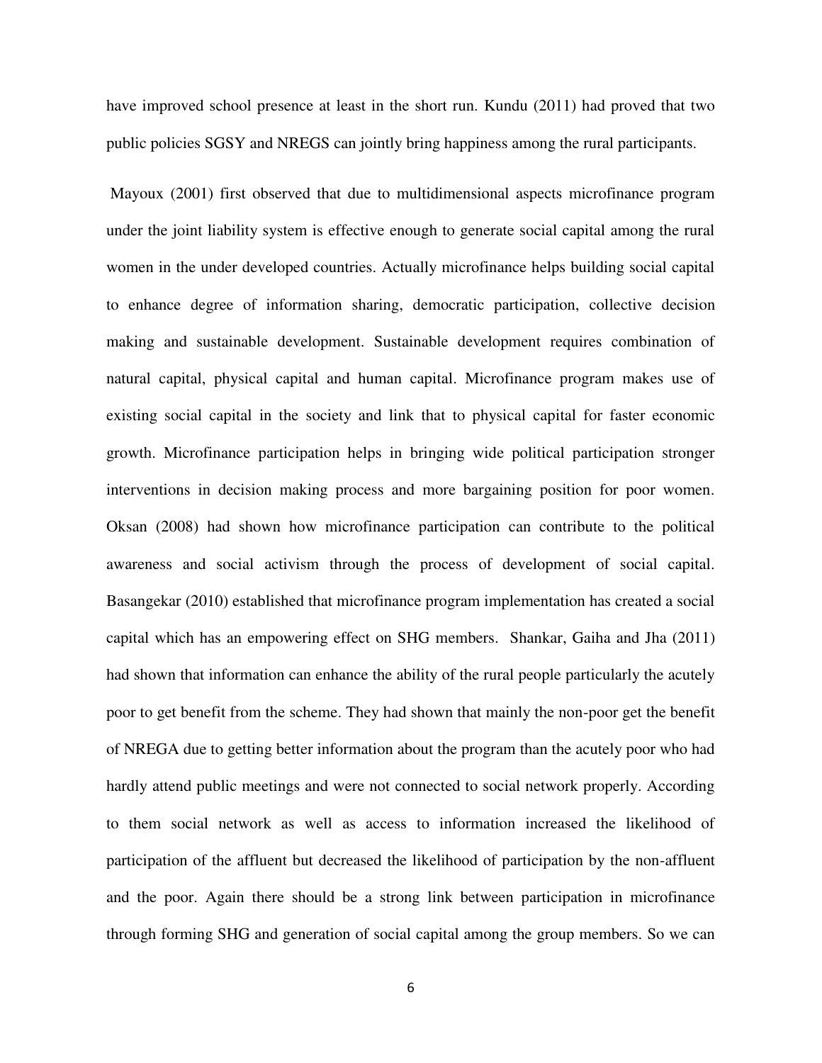have improved school presence at least in the short run. Kundu (2011) had proved that two public policies SGSY and NREGS can jointly bring happiness among the rural participants.

Mayoux (2001) first observed that due to multidimensional aspects microfinance program under the joint liability system is effective enough to generate social capital among the rural women in the under developed countries. Actually microfinance helps building social capital to enhance degree of information sharing, democratic participation, collective decision making and sustainable development. Sustainable development requires combination of natural capital, physical capital and human capital. Microfinance program makes use of existing social capital in the society and link that to physical capital for faster economic growth. Microfinance participation helps in bringing wide political participation stronger interventions in decision making process and more bargaining position for poor women. Oksan (2008) had shown how microfinance participation can contribute to the political awareness and social activism through the process of development of social capital. Basangekar (2010) established that microfinance program implementation has created a social capital which has an empowering effect on SHG members. Shankar, Gaiha and Jha (2011) had shown that information can enhance the ability of the rural people particularly the acutely poor to get benefit from the scheme. They had shown that mainly the non-poor get the benefit of NREGA due to getting better information about the program than the acutely poor who had hardly attend public meetings and were not connected to social network properly. According to them social network as well as access to information increased the likelihood of participation of the affluent but decreased the likelihood of participation by the non-affluent and the poor. Again there should be a strong link between participation in microfinance through forming SHG and generation of social capital among the group members. So we can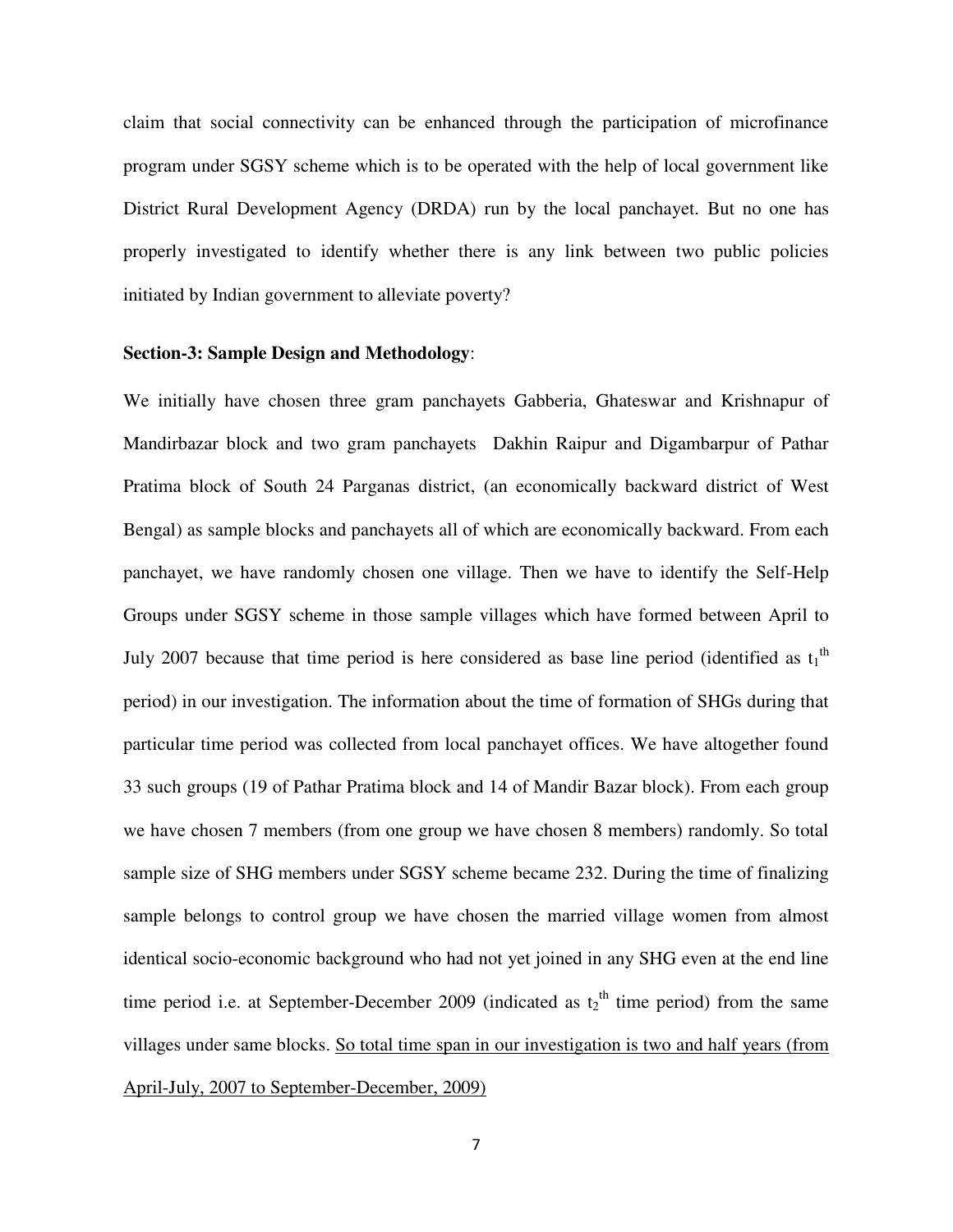claim that social connectivity can be enhanced through the participation of microfinance program under SGSY scheme which is to be operated with the help of local government like District Rural Development Agency (DRDA) run by the local panchayet. But no one has properly investigated to identify whether there is any link between two public policies initiated by Indian government to alleviate poverty?

**Section-3: Sample Design and Methodology**:

We initially have chosen three gram panchayets Gabberia, Ghateswar and Krishnapur of Mandirbazar block and two gram panchayets Dakhin Raipur and Digambarpur of Pathar Pratima block of South 24 Parganas district, (an economically backward district of West Bengal) as sample blocks and panchayets all of which are economically backward. From each panchayet, we have randomly chosen one village. Then we have to identify the Self-Help Groups under SGSY scheme in those sample villages which have formed between April to July 2007 because that time period is here considered as base line period (identified as $t_1^{th}$ period) in our investigation. The information about the time of formation of SHGs during that particular time period was collected from local panchayet offices. We have altogether found 33 such groups (19 of Pathar Pratima block and 14 of Mandir Bazar block). From each group we have chosen 7 members (from one group we have chosen 8 members) randomly. So total sample size of SHG members under SGSY scheme became 232. During the time of finalizing sample belongs to control group we have chosen the married village women from almost identical socio-economic background who had not yet joined in any SHG even at the end line time period i.e. at September-December 2009 (indicated as $t_2^{th}$ time period) from the same villages under same blocks. <u>So total time span in our investigation is two and half years (from April-July, 2007 to September-December, 2009)</u>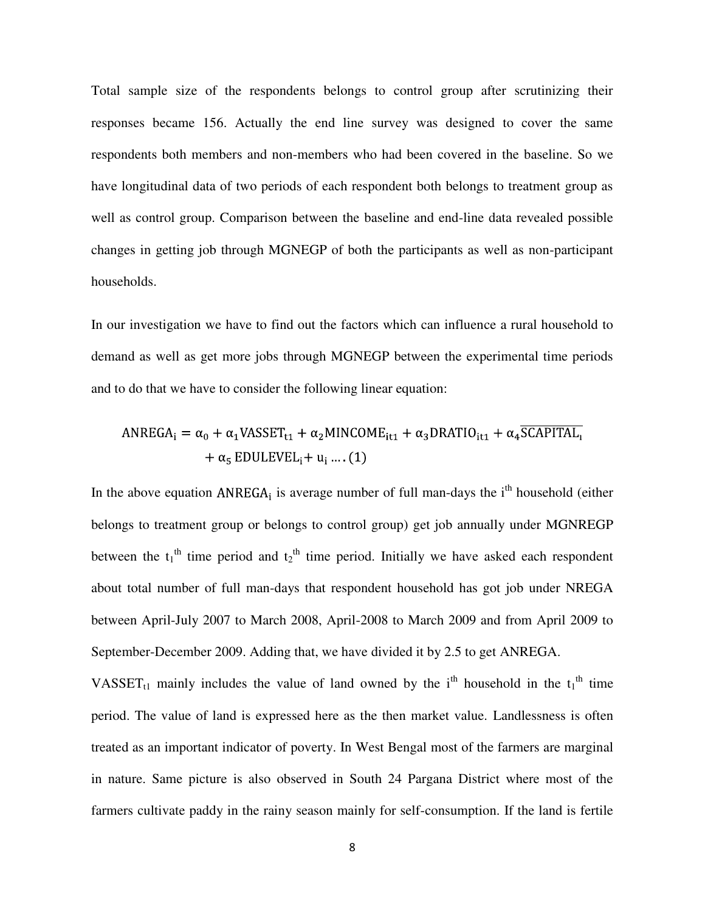Total sample size of the respondents belongs to control group after scrutinizing their responses became 156. Actually the end line survey was designed to cover the same respondents both members and non-members who had been covered in the baseline. So we have longitudinal data of two periods of each respondent both belongs to treatment group as well as control group. Comparison between the baseline and end-line data revealed possible changes in getting job through MGNEGP of both the participants as well as non-participant households.

In our investigation we have to find out the factors which can influence a rural household to demand as well as get more jobs through MGNEGP between the experimental time periods and to do that we have to consider the following linear equation:

$$\text{ANREGA}_\text{i} = \alpha_0 + \alpha_1 \text{VASSET}_{\text{t1}} + \alpha_2 \text{MINCOME}_{\text{it1}} + \alpha_3 \text{DRATIO}_{\text{it1}} + \alpha_4 \overline{\text{SCAPITAL}_\text{i}} + \alpha_5 \text{ EDULEVEL}_\text{i} + \text{u}_\text{i} \ldots.(1)$$

In the above equation $\text{ANREGA}_\text{i}$ is average number of full man-days the $i^{th}$ household (either belongs to treatment group or belongs to control group) get job annually under MGNREGP between the $t_1^{th}$ time period and $t_2^{th}$ time period. Initially we have asked each respondent about total number of full man-days that respondent household has got job under NREGA between April-July 2007 to March 2008, April-2008 to March 2009 and from April 2009 to September-December 2009. Adding that, we have divided it by 2.5 to get ANREGA.

$\text{VASSET}_{t1}$ mainly includes the value of land owned by the $i^{th}$ household in the $t_1^{th}$ time period. The value of land is expressed here as the then market value. Landlessness is often treated as an important indicator of poverty. In West Bengal most of the farmers are marginal in nature. Same picture is also observed in South 24 Pargana District where most of the farmers cultivate paddy in the rainy season mainly for self-consumption. If the land is fertile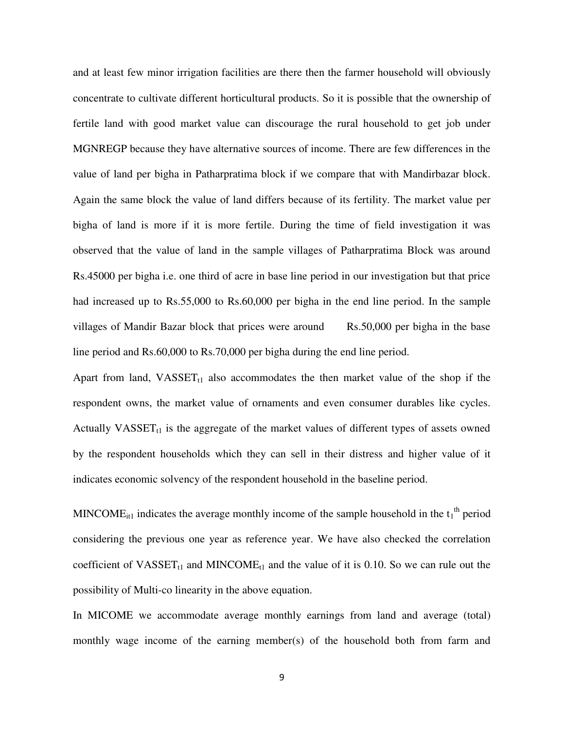and at least few minor irrigation facilities are there then the farmer household will obviously concentrate to cultivate different horticultural products. So it is possible that the ownership of fertile land with good market value can discourage the rural household to get job under MGNREGP because they have alternative sources of income. There are few differences in the value of land per bigha in Patharpratima block if we compare that with Mandirbazar block. Again the same block the value of land differs because of its fertility. The market value per bigha of land is more if it is more fertile. During the time of field investigation it was observed that the value of land in the sample villages of Patharpratima Block was around Rs.45000 per bigha i.e. one third of acre in base line period in our investigation but that price had increased up to Rs.55,000 to Rs.60,000 per bigha in the end line period. In the sample villages of Mandir Bazar block that prices were around Rs.50,000 per bigha in the base line period and Rs.60,000 to Rs.70,000 per bigha during the end line period.

Apart from land, $VASSET_{t1}$ also accommodates the then market value of the shop if the respondent owns, the market value of ornaments and even consumer durables like cycles. Actually $VASSET_{t1}$ is the aggregate of the market values of different types of assets owned by the respondent households which they can sell in their distress and higher value of it indicates economic solvency of the respondent household in the baseline period.

$MINCOME_{it1}$ indicates the average monthly income of the sample household in the $t_1^{th}$ period considering the previous one year as reference year. We have also checked the correlation coefficient of $VASSET_{t1}$ and $MINCOME_{t1}$ and the value of it is 0.10. So we can rule out the possibility of Multi-co linearity in the above equation.

In MICOME we accommodate average monthly earnings from land and average (total) monthly wage income of the earning member(s) of the household both from farm and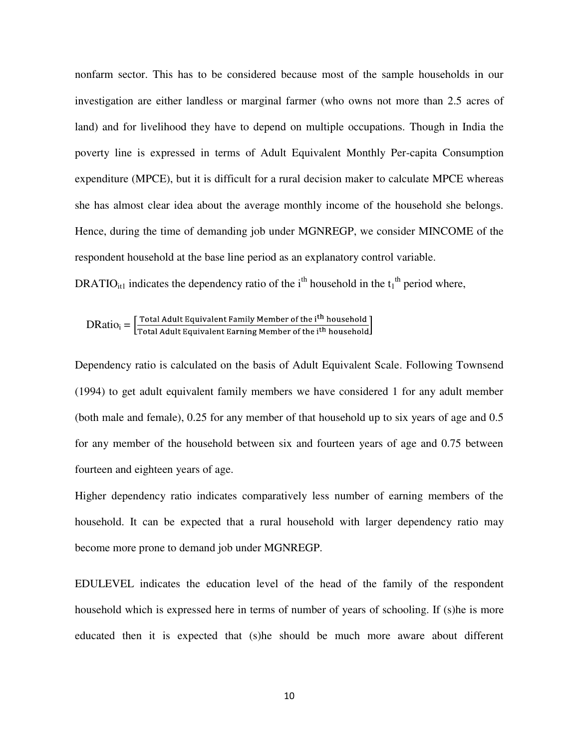nonfarm sector. This has to be considered because most of the sample households in our investigation are either landless or marginal farmer (who owns not more than 2.5 acres of land) and for livelihood they have to depend on multiple occupations. Though in India the poverty line is expressed in terms of Adult Equivalent Monthly Per-capita Consumption expenditure (MPCE), but it is difficult for a rural decision maker to calculate MPCE whereas she has almost clear idea about the average monthly income of the household she belongs. Hence, during the time of demanding job under MGNREGP, we consider MINCOME of the respondent household at the base line period as an explanatory control variable.

$DRATIO_{it1}$ indicates the dependency ratio of the $i^{th}$ household in the $t_1^{th}$ period where,

$$DRatio_i = \left[\frac{\text{Total Adult Equivalent Family Member of the } i^{th} \text{ household}}{\text{Total Adult Equivalent Earning Member of the } i^{th} \text{ household}}\right]$$

Dependency ratio is calculated on the basis of Adult Equivalent Scale. Following Townsend (1994) to get adult equivalent family members we have considered 1 for any adult member (both male and female), 0.25 for any member of that household up to six years of age and 0.5 for any member of the household between six and fourteen years of age and 0.75 between fourteen and eighteen years of age.

Higher dependency ratio indicates comparatively less number of earning members of the household. It can be expected that a rural household with larger dependency ratio may become more prone to demand job under MGNREGP.

EDULEVEL indicates the education level of the head of the family of the respondent household which is expressed here in terms of number of years of schooling. If (s)he is more educated then it is expected that (s)he should be much more aware about different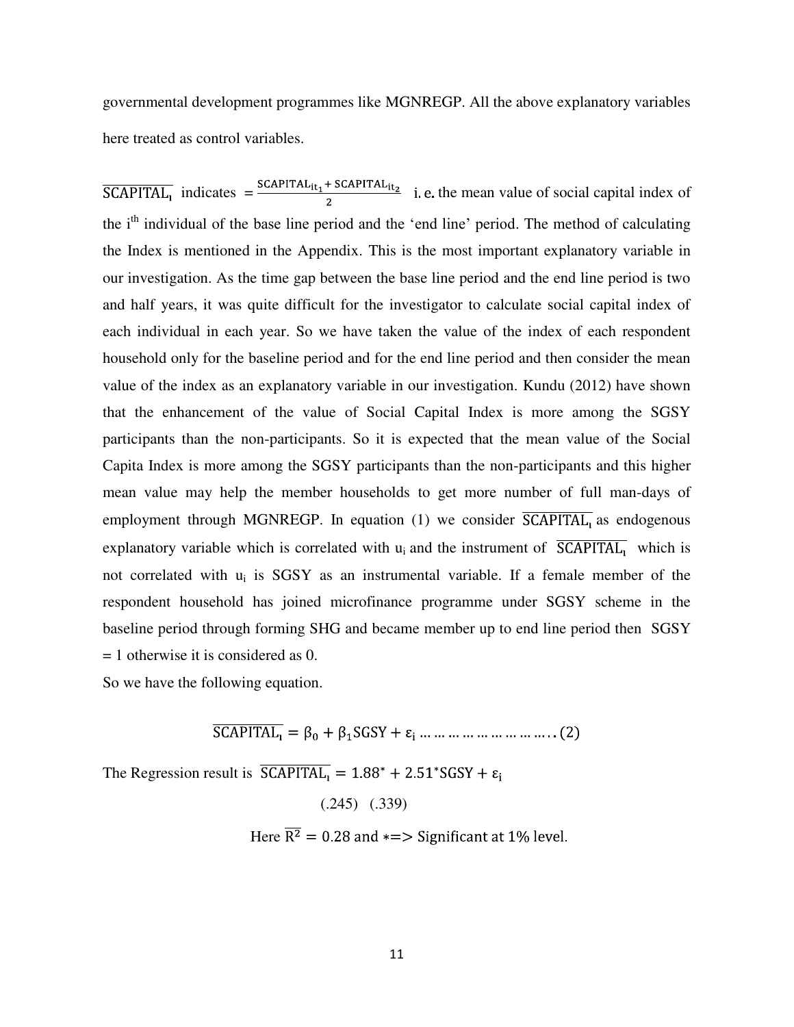governmental development programmes like MGNREGP. All the above explanatory variables here treated as control variables.

$\overline{\text{SCAPITAL}_i}$ indicates $= \frac{\text{SCAPITAL}_{it_1} + \text{SCAPITAL}_{it_2}}{2}$ i. e. the mean value of social capital index of the i[th] individual of the base line period and the 'end line' period. The method of calculating the Index is mentioned in the Appendix. This is the most important explanatory variable in our investigation. As the time gap between the base line period and the end line period is two and half years, it was quite difficult for the investigator to calculate social capital index of each individual in each year. So we have taken the value of the index of each respondent household only for the baseline period and for the end line period and then consider the mean value of the index as an explanatory variable in our investigation. Kundu (2012) have shown that the enhancement of the value of Social Capital Index is more among the SGSY participants than the non-participants. So it is expected that the mean value of the Social Capita Index is more among the SGSY participants than the non-participants and this higher mean value may help the member households to get more number of full man-days of employment through MGNREGP. In equation (1) we consider $\overline{\text{SCAPITAL}_i}$ as endogenous explanatory variable which is correlated with $u_i$ and the instrument of $\overline{\text{SCAPITAL}_i}$ which is not correlated with $u_i$ is SGSY as an instrumental variable. If a female member of the respondent household has joined microfinance programme under SGSY scheme in the baseline period through forming SHG and became member up to end line period then SGSY = 1 otherwise it is considered as 0.

So we have the following equation.

$$\overline{\text{SCAPITAL}_i} = \beta_0 + \beta_1 \text{SGSY} + \varepsilon_i \ldots\ldots\ldots\ldots\ldots\ldots\ldots\ldots\ldots..(2)$$

The Regression result is $\overline{\text{SCAPITAL}_i} = 1.88^* + 2.51^*\text{SGSY} + \varepsilon_i$

(.245) (.339)

Here $\overline{R^2} = 0.28$ and $* \Rightarrow$ Significant at 1% level.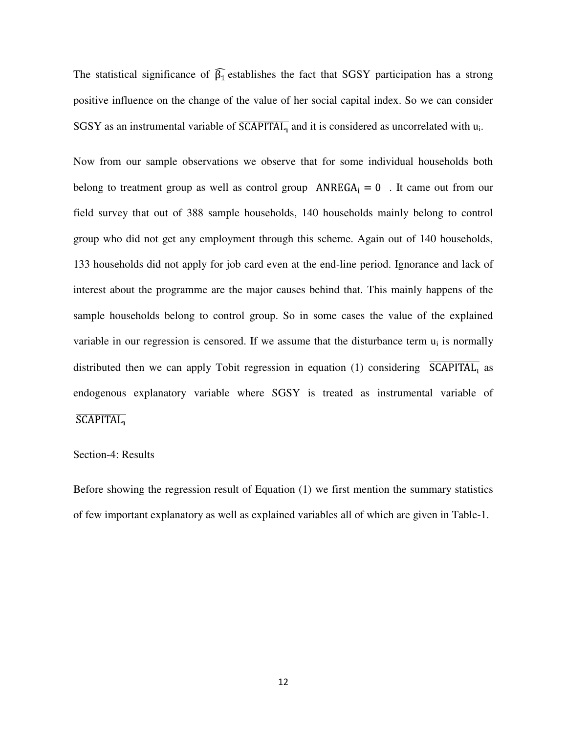The statistical significance of $\widehat{\beta_1}$ establishes the fact that SGSY participation has a strong positive influence on the change of the value of her social capital index. So we can consider SGSY as an instrumental variable of $\overline{\mathrm{SCAPITAL_i}}$ and it is considered as uncorrelated with $u_i$.

Now from our sample observations we observe that for some individual households both belong to treatment group as well as control group $\mathrm{ANREGA_i} = 0$ . It came out from our field survey that out of 388 sample households, 140 households mainly belong to control group who did not get any employment through this scheme. Again out of 140 households, 133 households did not apply for job card even at the end-line period. Ignorance and lack of interest about the programme are the major causes behind that. This mainly happens of the sample households belong to control group. So in some cases the value of the explained variable in our regression is censored. If we assume that the disturbance term $u_i$ is normally distributed then we can apply Tobit regression in equation (1) considering $\overline{\mathrm{SCAPITAL_i}}$ as endogenous explanatory variable where SGSY is treated as instrumental variable of $\overline{\mathrm{SCAPITAL_i}}$

Section-4: Results

Before showing the regression result of Equation (1) we first mention the summary statistics of few important explanatory as well as explained variables all of which are given in Table-1.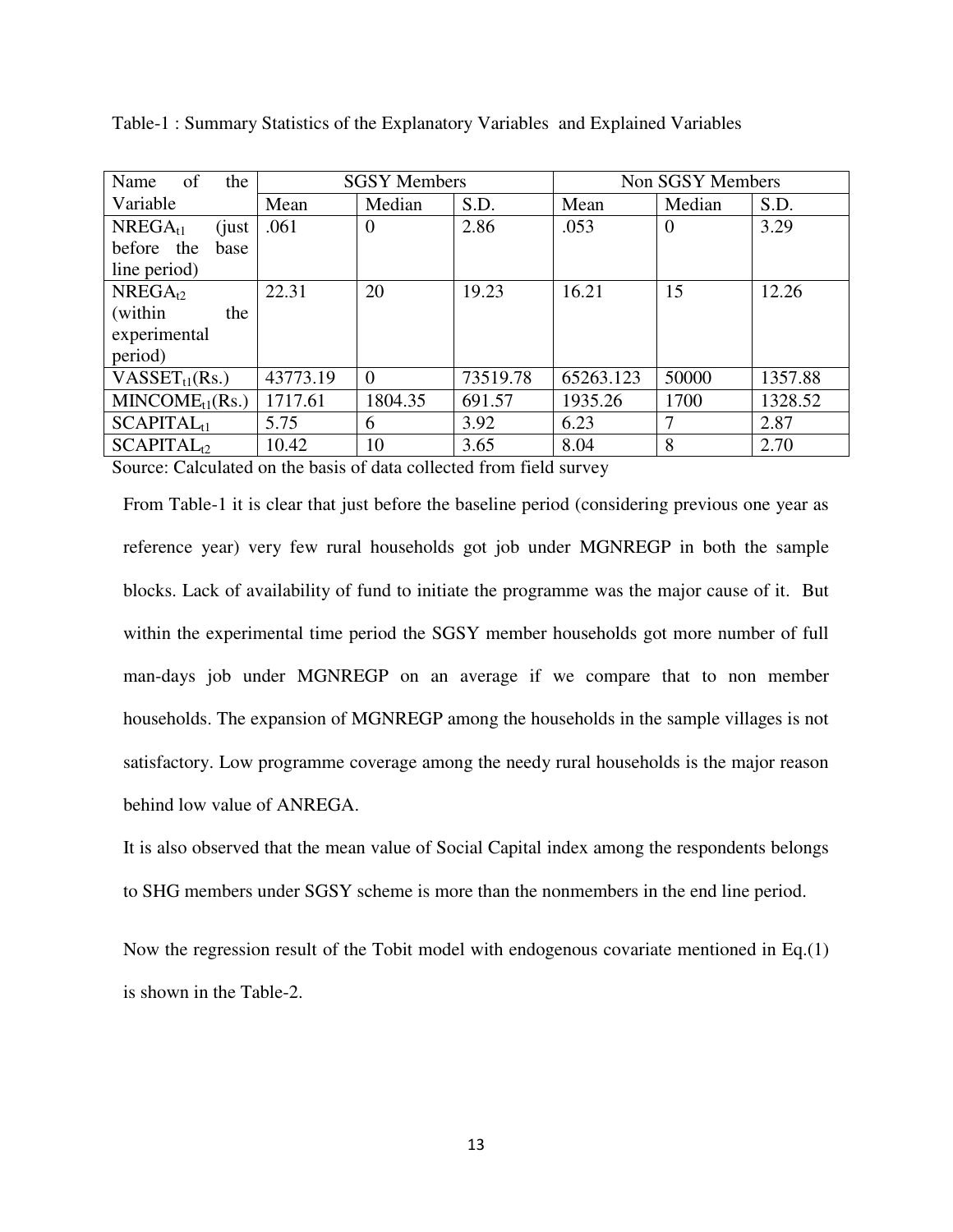Table-1 : Summary Statistics of the Explanatory Variables and Explained Variables

| Name of the Variable | SGSY Members | | | Non SGSY Members | | |
|---|---|---|---|---|---|---|
| | Mean | Median | S.D. | Mean | Median | S.D. |
| $NREGA_{t1}$ (just before the base line period) | .061 | 0 | 2.86 | .053 | 0 | 3.29 |
| $NREGA_{t2}$ (within the experimental period) | 22.31 | 20 | 19.23 | 16.21 | 15 | 12.26 |
| $VASSET_{t1}$(Rs.) | 43773.19 | 0 | 73519.78 | 65263.123 | 50000 | 1357.88 |
| $MINCOME_{t1}$(Rs.) | 1717.61 | 1804.35 | 691.57 | 1935.26 | 1700 | 1328.52 |
| $SCAPITAL_{t1}$ | 5.75 | 6 | 3.92 | 6.23 | 7 | 2.87 |
| $SCAPITAL_{t2}$ | 10.42 | 10 | 3.65 | 8.04 | 8 | 2.70 |

Source: Calculated on the basis of data collected from field survey

From Table-1 it is clear that just before the baseline period (considering previous one year as reference year) very few rural households got job under MGNREGP in both the sample blocks. Lack of availability of fund to initiate the programme was the major cause of it. But within the experimental time period the SGSY member households got more number of full man-days job under MGNREGP on an average if we compare that to non member households. The expansion of MGNREGP among the households in the sample villages is not satisfactory. Low programme coverage among the needy rural households is the major reason behind low value of ANREGA.

It is also observed that the mean value of Social Capital index among the respondents belongs to SHG members under SGSY scheme is more than the nonmembers in the end line period.

Now the regression result of the Tobit model with endogenous covariate mentioned in Eq.(1) is shown in the Table-2.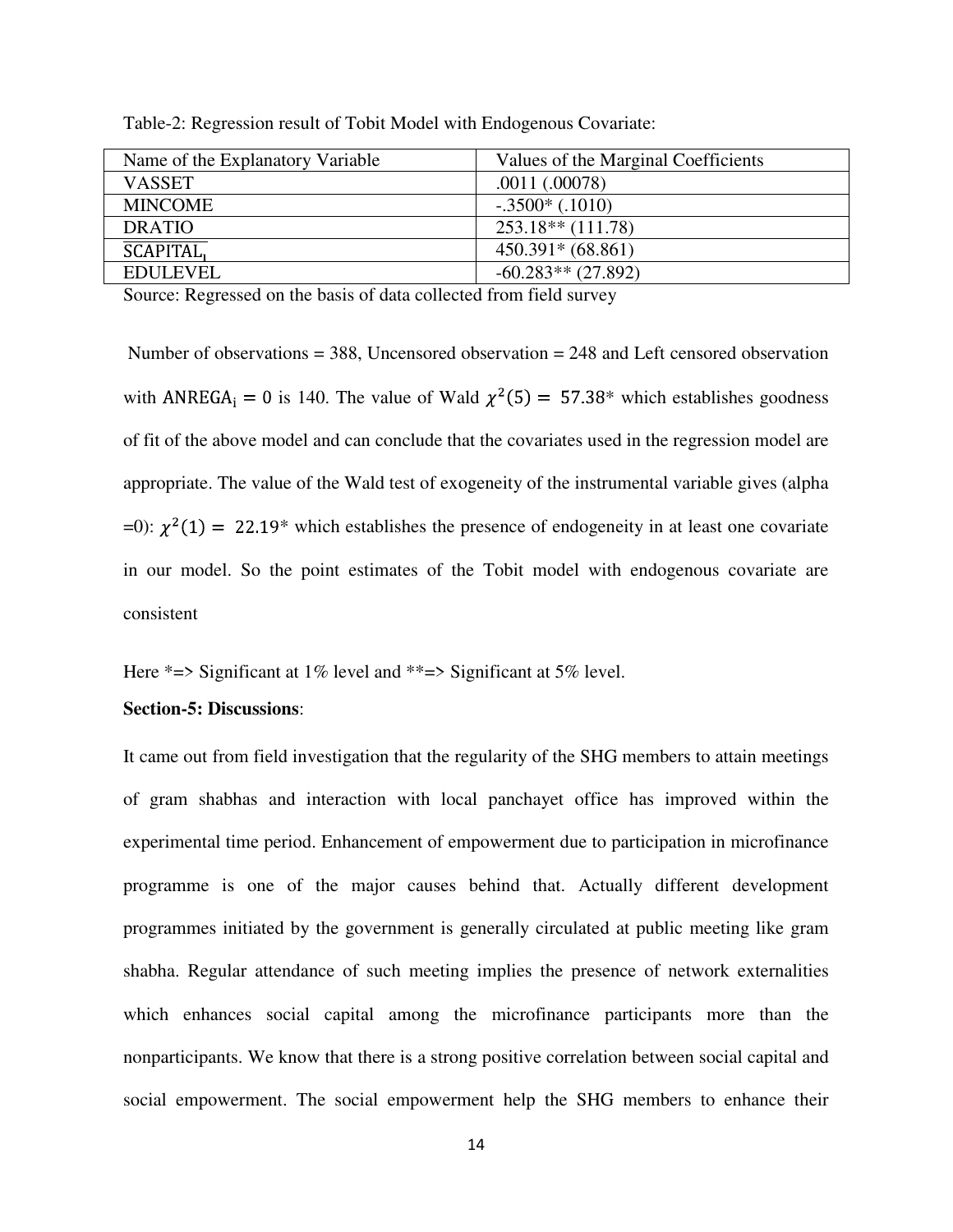Table-2: Regression result of Tobit Model with Endogenous Covariate:

| Name of the Explanatory Variable | Values of the Marginal Coefficients |
|---|---|
| VASSET | .0011 (.00078) |
| MINCOME | -.3500* (.1010) |
| DRATIO | 253.18** (111.78) |
| $\overline{\text{SCAPITAL}_{\text{i}}}$ | 450.391* (68.861) |
| EDULEVEL | -60.283** (27.892) |

Source: Regressed on the basis of data collected from field survey

Number of observations = 388, Uncensored observation = 248 and Left censored observation with $\text{ANREGA}_{\text{i}} = 0$ is 140. The value of Wald $\chi^2(5) = 57.38$* which establishes goodness of fit of the above model and can conclude that the covariates used in the regression model are appropriate. The value of the Wald test of exogeneity of the instrumental variable gives (alpha =0): $\chi^2(1) = 22.19$* which establishes the presence of endogeneity in at least one covariate in our model. So the point estimates of the Tobit model with endogenous covariate are consistent

Here *=> Significant at 1% level and **=> Significant at 5% level.

**Section-5: Discussions**:

It came out from field investigation that the regularity of the SHG members to attain meetings of gram shabhas and interaction with local panchayet office has improved within the experimental time period. Enhancement of empowerment due to participation in microfinance programme is one of the major causes behind that. Actually different development programmes initiated by the government is generally circulated at public meeting like gram shabha. Regular attendance of such meeting implies the presence of network externalities which enhances social capital among the microfinance participants more than the nonparticipants. We know that there is a strong positive correlation between social capital and social empowerment. The social empowerment help the SHG members to enhance their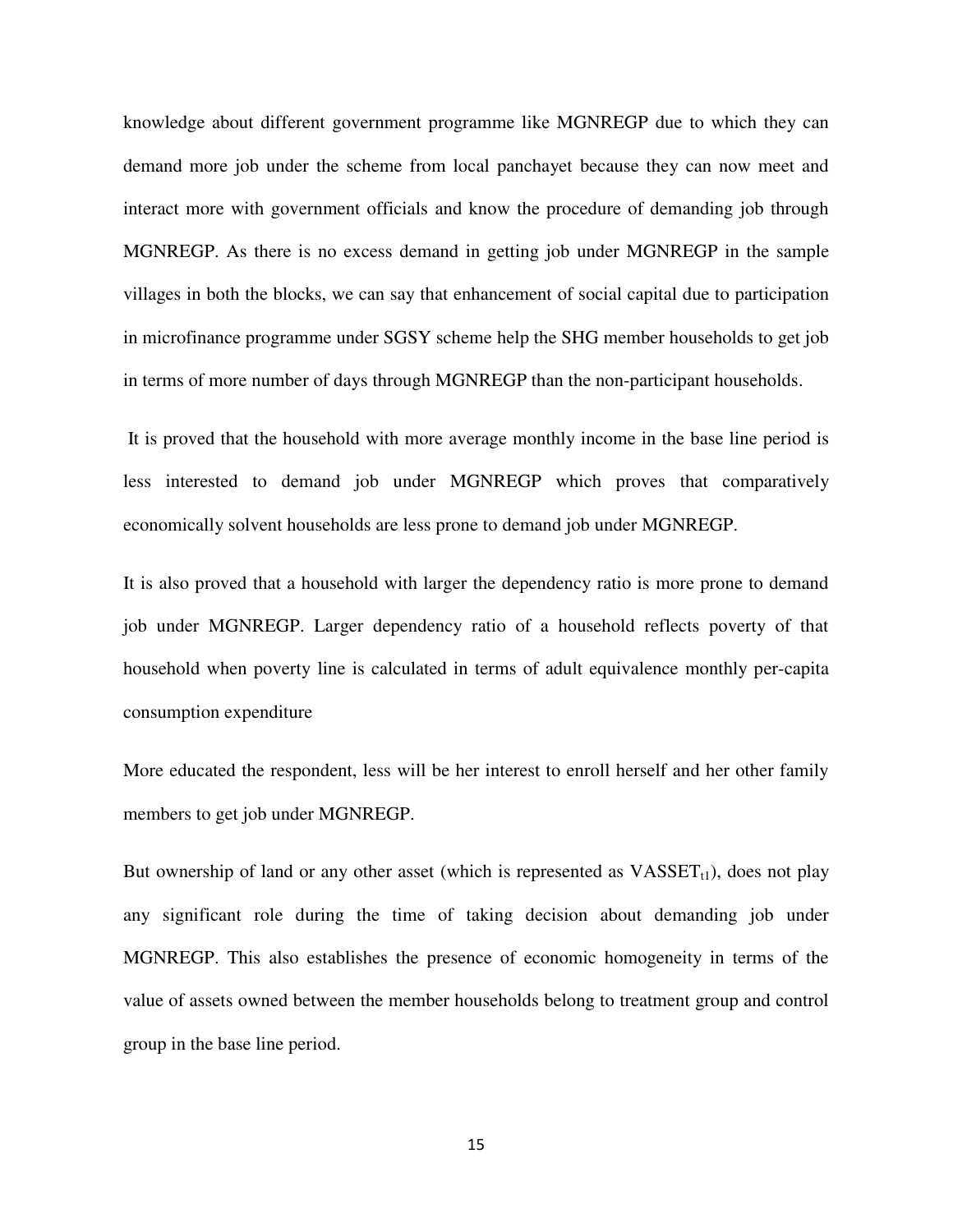knowledge about different government programme like MGNREGP due to which they can demand more job under the scheme from local panchayet because they can now meet and interact more with government officials and know the procedure of demanding job through MGNREGP. As there is no excess demand in getting job under MGNREGP in the sample villages in both the blocks, we can say that enhancement of social capital due to participation in microfinance programme under SGSY scheme help the SHG member households to get job in terms of more number of days through MGNREGP than the non-participant households.

It is proved that the household with more average monthly income in the base line period is less interested to demand job under MGNREGP which proves that comparatively economically solvent households are less prone to demand job under MGNREGP.

It is also proved that a household with larger the dependency ratio is more prone to demand job under MGNREGP. Larger dependency ratio of a household reflects poverty of that household when poverty line is calculated in terms of adult equivalence monthly per-capita consumption expenditure

More educated the respondent, less will be her interest to enroll herself and her other family members to get job under MGNREGP.

But ownership of land or any other asset (which is represented as $VASSET_{t1}$), does not play any significant role during the time of taking decision about demanding job under MGNREGP. This also establishes the presence of economic homogeneity in terms of the value of assets owned between the member households belong to treatment group and control group in the base line period.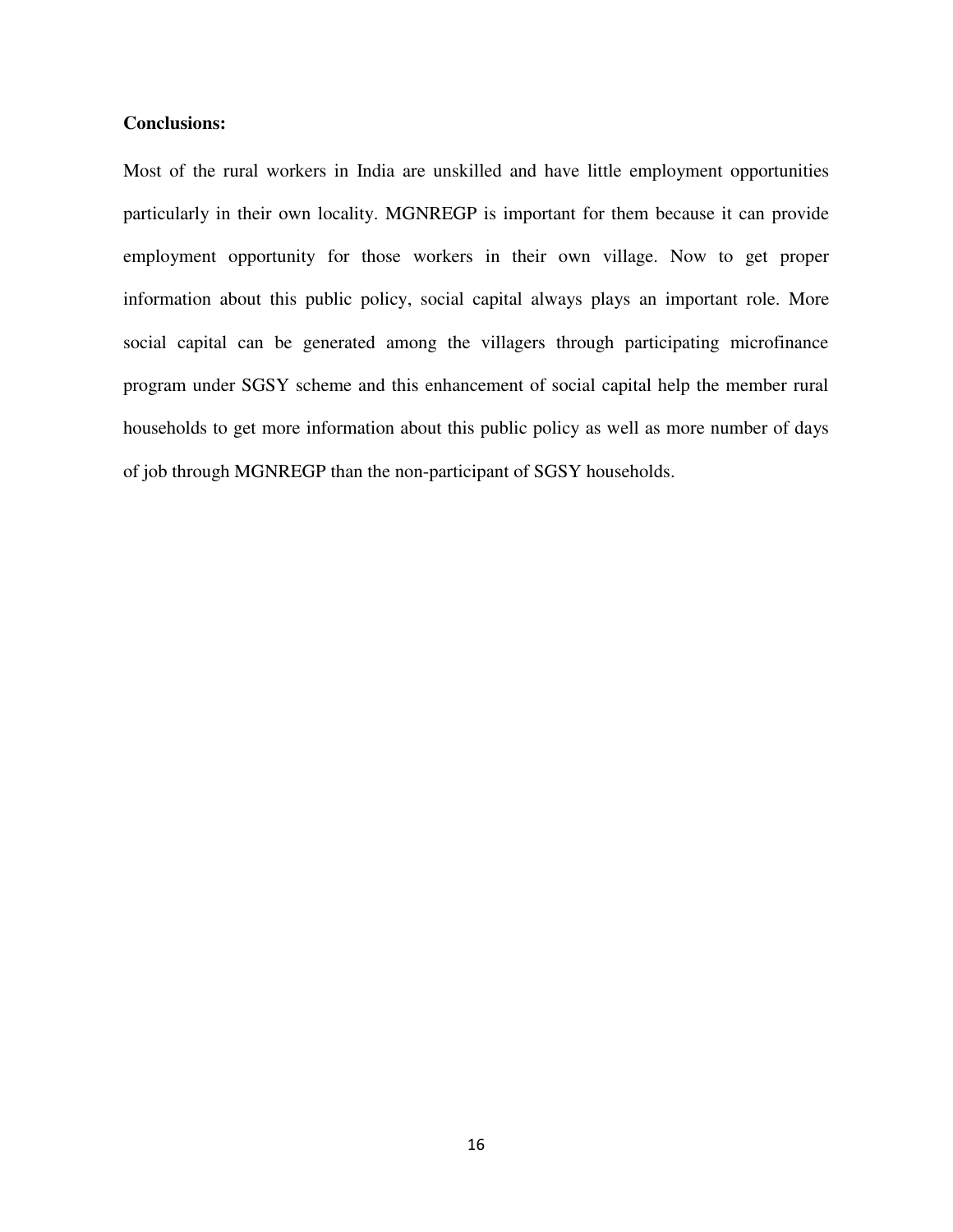**Conclusions:**

Most of the rural workers in India are unskilled and have little employment opportunities particularly in their own locality. MGNREGP is important for them because it can provide employment opportunity for those workers in their own village. Now to get proper information about this public policy, social capital always plays an important role. More social capital can be generated among the villagers through participating microfinance program under SGSY scheme and this enhancement of social capital help the member rural households to get more information about this public policy as well as more number of days of job through MGNREGP than the non-participant of SGSY households.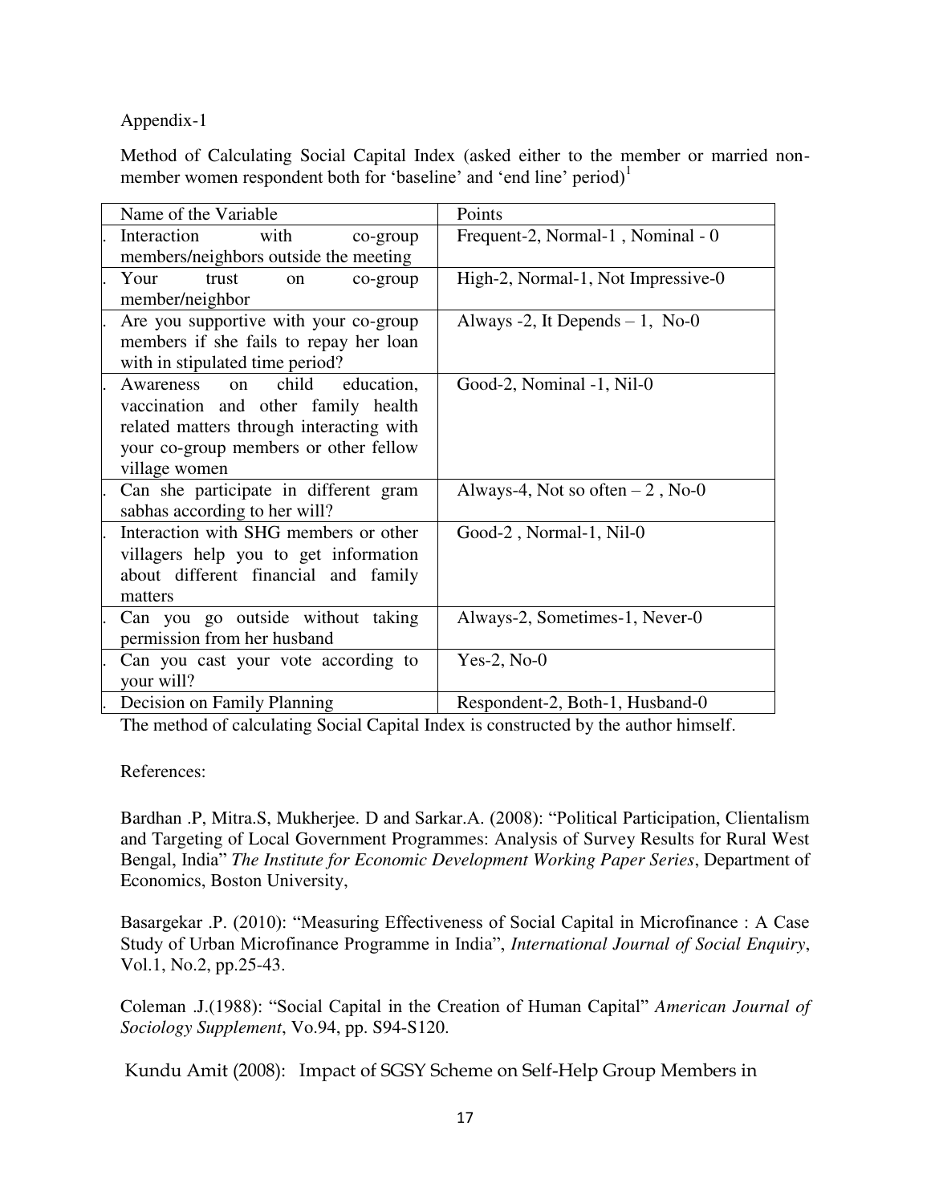Appendix-1

Method of Calculating Social Capital Index (asked either to the member or married non-member women respondent both for 'baseline' and 'end line' period)[1]

| | Name of the Variable | Points |
|---|---|---|
| . | Interaction with co-group members/neighbors outside the meeting | Frequent-2, Normal-1 , Nominal - 0 |
| . | Your trust on co-group member/neighbor | High-2, Normal-1, Not Impressive-0 |
| . | Are you supportive with your co-group members if she fails to repay her loan with in stipulated time period? | Always -2, It Depends – 1, No-0 |
| . | Awareness on child education, vaccination and other family health related matters through interacting with your co-group members or other fellow village women | Good-2, Nominal -1, Nil-0 |
| . | Can she participate in different gram sabhas according to her will? | Always-4, Not so often – 2 , No-0 |
| . | Interaction with SHG members or other villagers help you to get information about different financial and family matters | Good-2 , Normal-1, Nil-0 |
| . | Can you go outside without taking permission from her husband | Always-2, Sometimes-1, Never-0 |
| . | Can you cast your vote according to your will? | Yes-2, No-0 |
| . | Decision on Family Planning | Respondent-2, Both-1, Husband-0 |

The method of calculating Social Capital Index is constructed by the author himself.

References:

Bardhan .P, Mitra.S, Mukherjee. D and Sarkar.A. (2008): "Political Participation, Clientalism and Targeting of Local Government Programmes: Analysis of Survey Results for Rural West Bengal, India" *The Institute for Economic Development Working Paper Series*, Department of Economics, Boston University,

Basargekar .P. (2010): "Measuring Effectiveness of Social Capital in Microfinance : A Case Study of Urban Microfinance Programme in India", *International Journal of Social Enquiry*, Vol.1, No.2, pp.25-43.

Coleman .J.(1988): "Social Capital in the Creation of Human Capital" *American Journal of Sociology Supplement*, Vo.94, pp. S94-S120.

Kundu Amit (2008): Impact of SGSY Scheme on Self-Help Group Members in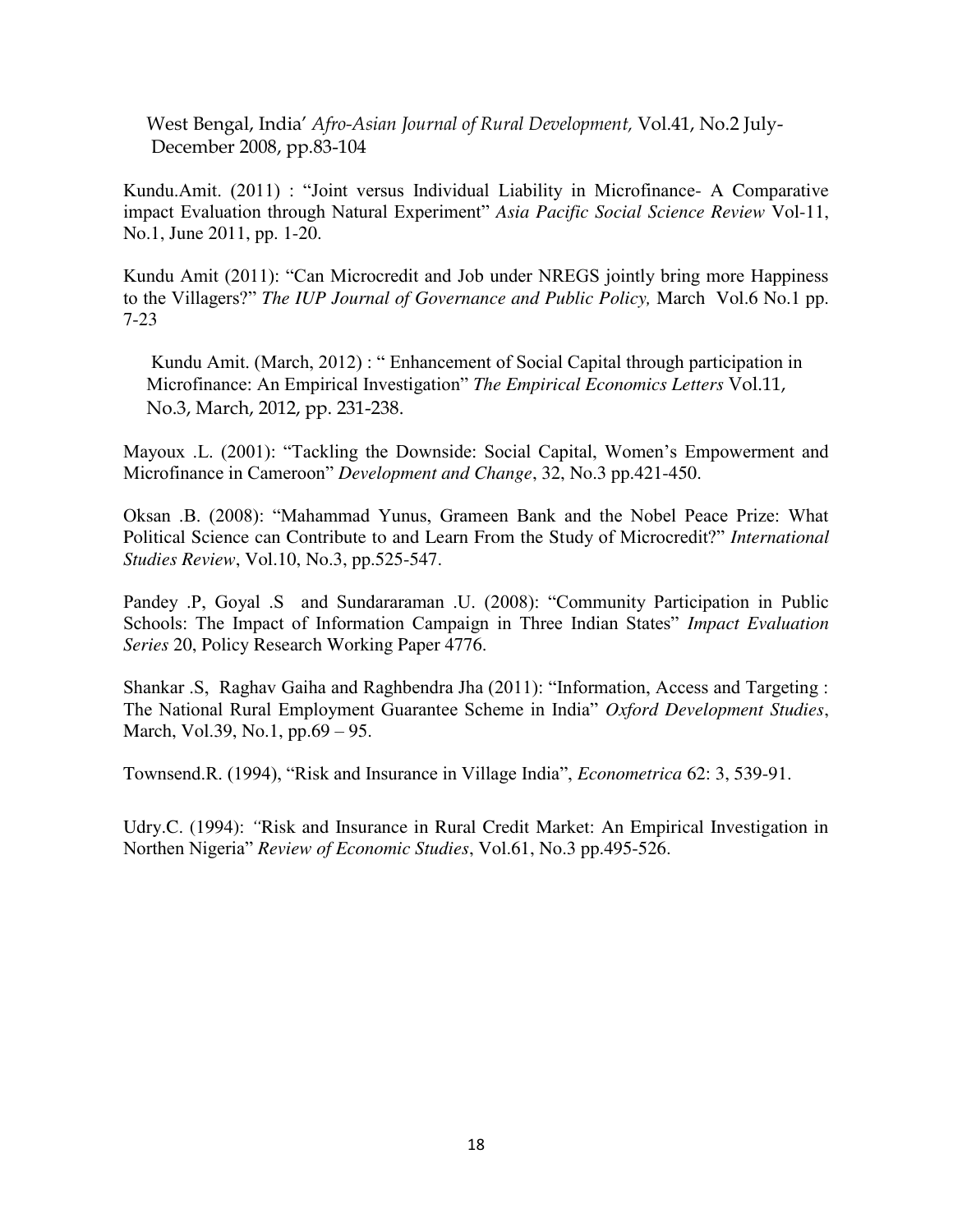West Bengal, India' *Afro-Asian Journal of Rural Development,* Vol.41, No.2 July-December 2008, pp.83-104

Kundu.Amit. (2011) : "Joint versus Individual Liability in Microfinance- A Comparative impact Evaluation through Natural Experiment" *Asia Pacific Social Science Review* Vol-11, No.1, June 2011, pp. 1-20.

Kundu Amit (2011): "Can Microcredit and Job under NREGS jointly bring more Happiness to the Villagers?" *The IUP Journal of Governance and Public Policy,* March Vol.6 No.1 pp. 7-23

Kundu Amit. (March, 2012) : " Enhancement of Social Capital through participation in Microfinance: An Empirical Investigation" *The Empirical Economics Letters* Vol.11, No.3, March, 2012, pp. 231-238.

Mayoux .L. (2001): "Tackling the Downside: Social Capital, Women's Empowerment and Microfinance in Cameroon" *Development and Change*, 32, No.3 pp.421-450.

Oksan .B. (2008): "Mahammad Yunus, Grameen Bank and the Nobel Peace Prize: What Political Science can Contribute to and Learn From the Study of Microcredit?" *International Studies Review*, Vol.10, No.3, pp.525-547.

Pandey .P, Goyal .S and Sundararaman .U. (2008): "Community Participation in Public Schools: The Impact of Information Campaign in Three Indian States" *Impact Evaluation Series* 20, Policy Research Working Paper 4776.

Shankar .S, Raghav Gaiha and Raghbendra Jha (2011): "Information, Access and Targeting : The National Rural Employment Guarantee Scheme in India" *Oxford Development Studies*, March, Vol.39, No.1, pp.69 – 95.

Townsend.R. (1994), "Risk and Insurance in Village India", *Econometrica* 62: 3, 539-91.

Udry.C. (1994): "Risk and Insurance in Rural Credit Market: An Empirical Investigation in Northen Nigeria" *Review of Economic Studies*, Vol.61, No.3 pp.495-526.